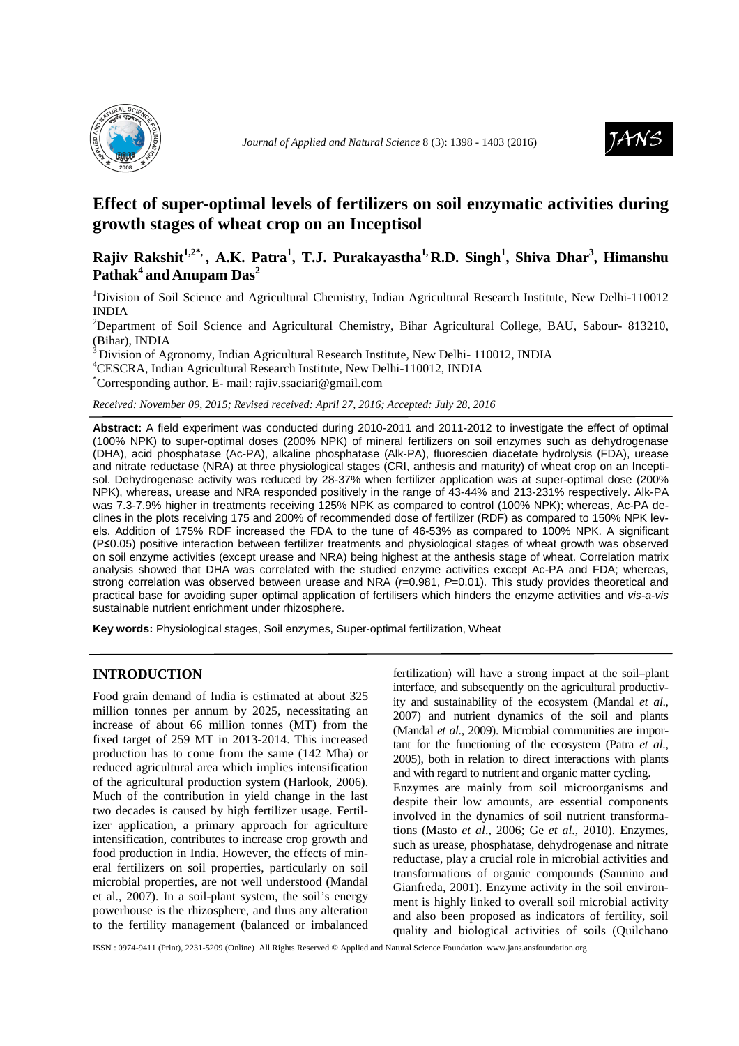# Effect of super-optimal levels of fertilizers on soil enzymatic activities during growth stages of wheat crop on an Inceptisol

**Rajiv Rakshit[1,2*], A.K. Patra[1], T.J. Purakayastha[1], R.D. Singh[1], Shiva Dhar[3], Himanshu Pathak[4] and Anupam Das[2]**

[1]Division of Soil Science and Agricultural Chemistry, Indian Agricultural Research Institute, New Delhi-110012 INDIA

[2]Department of Soil Science and Agricultural Chemistry, Bihar Agricultural College, BAU, Sabour- 813210, (Bihar), INDIA

[3]Division of Agronomy, Indian Agricultural Research Institute, New Delhi- 110012, INDIA

[4]CESCRA, Indian Agricultural Research Institute, New Delhi-110012, INDIA

[*]Corresponding author. E- mail: rajiv.ssaciari@gmail.com

*Received: November 09, 2015; Revised received: April 27, 2016; Accepted: July 28, 2016*

**Abstract:** A field experiment was conducted during 2010-2011 and 2011-2012 to investigate the effect of optimal (100% NPK) to super-optimal doses (200% NPK) of mineral fertilizers on soil enzymes such as dehydrogenase (DHA), acid phosphatase (Ac-PA), alkaline phosphatase (Alk-PA), fluorescien diacetate hydrolysis (FDA), urease and nitrate reductase (NRA) at three physiological stages (CRI, anthesis and maturity) of wheat crop on an Inceptisol. Dehydrogenase activity was reduced by 28-37% when fertilizer application was at super-optimal dose (200% NPK), whereas, urease and NRA responded positively in the range of 43-44% and 213-231% respectively. Alk-PA was 7.3-7.9% higher in treatments receiving 125% NPK as compared to control (100% NPK); whereas, Ac-PA declines in the plots receiving 175 and 200% of recommended dose of fertilizer (RDF) as compared to 150% NPK levels. Addition of 175% RDF increased the FDA to the tune of 46-53% as compared to 100% NPK. A significant ($P \leq 0.05$) positive interaction between fertilizer treatments and physiological stages of wheat growth was observed on soil enzyme activities (except urease and NRA) being highest at the anthesis stage of wheat. Correlation matrix analysis showed that DHA was correlated with the studied enzyme activities except Ac-PA and FDA; whereas, strong correlation was observed between urease and NRA ($r$=0.981, $P$=0.01). This study provides theoretical and practical base for avoiding super optimal application of fertilisers which hinders the enzyme activities and *vis-a-vis* sustainable nutrient enrichment under rhizosphere.

**Key words:** Physiological stages, Soil enzymes, Super-optimal fertilization, Wheat

## INTRODUCTION

Food grain demand of India is estimated at about 325 million tonnes per annum by 2025, necessitating an increase of about 66 million tonnes (MT) from the fixed target of 259 MT in 2013-2014. This increased production has to come from the same (142 Mha) or reduced agricultural area which implies intensification of the agricultural production system (Harlook, 2006). Much of the contribution in yield change in the last two decades is caused by high fertilizer usage. Fertilizer application, a primary approach for agriculture intensification, contributes to increase crop growth and food production in India. However, the effects of mineral fertilizers on soil properties, particularly on soil microbial properties, are not well understood (Mandal et al., 2007). In a soil-plant system, the soil's energy powerhouse is the rhizosphere, and thus any alteration to the fertility management (balanced or imbalanced fertilization) will have a strong impact at the soil–plant interface, and subsequently on the agricultural productivity and sustainability of the ecosystem (Mandal *et al*., 2007) and nutrient dynamics of the soil and plants (Mandal *et al*., 2009). Microbial communities are important for the functioning of the ecosystem (Patra *et al*., 2005), both in relation to direct interactions with plants and with regard to nutrient and organic matter cycling.

Enzymes are mainly from soil microorganisms and despite their low amounts, are essential components involved in the dynamics of soil nutrient transformations (Masto *et al*., 2006; Ge *et al*., 2010). Enzymes, such as urease, phosphatase, dehydrogenase and nitrate reductase, play a crucial role in microbial activities and transformations of organic compounds (Sannino and Gianfreda, 2001). Enzyme activity in the soil environment is highly linked to overall soil microbial activity and also been proposed as indicators of fertility, soil quality and biological activities of soils (Quilchano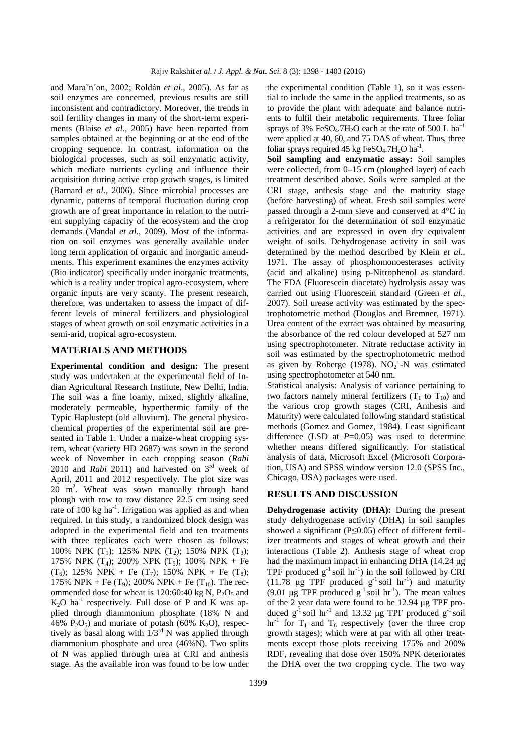and Mara˜n´on, 2002; Roldán *et al*., 2005). As far as soil enzymes are concerned, previous results are still inconsistent and contradictory. Moreover, the trends in soil fertility changes in many of the short-term experiments (Blaise *et al*., 2005) have been reported from samples obtained at the beginning or at the end of the cropping sequence. In contrast, information on the biological processes, such as soil enzymatic activity, which mediate nutrients cycling and influence their acquisition during active crop growth stages, is limited (Barnard *et al*., 2006). Since microbial processes are dynamic, patterns of temporal fluctuation during crop growth are of great importance in relation to the nutrient supplying capacity of the ecosystem and the crop demands (Mandal *et al*., 2009). Most of the information on soil enzymes was generally available under long term application of organic and inorganic amendments. This experiment examines the enzymes activity (Bio indicator) specifically under inorganic treatments, which is a reality under tropical agro-ecosystem, where organic inputs are very scanty. The present research, therefore, was undertaken to assess the impact of different levels of mineral fertilizers and physiological stages of wheat growth on soil enzymatic activities in a semi-arid, tropical agro-ecosystem.

## MATERIALS AND METHODS

**Experimental condition and design:** The present study was undertaken at the experimental field of Indian Agricultural Research Institute, New Delhi, India. The soil was a fine loamy, mixed, slightly alkaline, moderately permeable, hyperthermic family of the Typic Haplustept (old alluvium). The general physicochemical properties of the experimental soil are presented in Table 1. Under a maize-wheat cropping system, wheat (variety HD 2687) was sown in the second week of November in each cropping season (*Rabi* 2010 and *Rabi* 2011) and harvested on 3rd week of April, 2011 and 2012 respectively. The plot size was 20 $m^2$. Wheat was sown manually through hand plough with row to row distance 22.5 cm using seed rate of 100 kg $ha^{-1}$. Irrigation was applied as and when required. In this study, a randomized block design was adopted in the experimental field and ten treatments with three replicates each were chosen as follows: 100% NPK ($T_1$); 125% NPK ($T_2$); 150% NPK ($T_3$); 175% NPK ($T_4$); 200% NPK ($T_5$); 100% NPK + Fe ($T_6$); 125% NPK + Fe ($T_7$); 150% NPK + Fe ($T_8$); 175% NPK + Fe ($T_9$); 200% NPK + Fe ($T_{10}$). The recommended dose for wheat is 120:60:40 kg N, $P_2O_5$ and $K_2O$ $ha^{-1}$ respectively. Full dose of P and K was applied through diammonium phosphate (18% N and 46% $P_2O_5$) and muriate of potash (60% $K_2O$), respectively as basal along with 1/3rd N was applied through diammonium phosphate and urea (46%N). Two splits of N was applied through urea at CRI and anthesis stage. As the available iron was found to be low under the experimental condition (Table 1), so it was essential to include the same in the applied treatments, so as to provide the plant with adequate and balance nutrients to fulfil their metabolic requirements. Three foliar sprays of 3% $FeSO_4.7H_2O$ each at the rate of 500 L $ha^{-1}$ were applied at 40, 60, and 75 DAS of wheat. Thus, three foliar sprays required 45 kg $FeSO_4.7H_2O$ $ha^{-1}$.

**Soil sampling and enzymatic assay:** Soil samples were collected, from 0–15 cm (ploughed layer) of each treatment described above. Soils were sampled at the CRI stage, anthesis stage and the maturity stage (before harvesting) of wheat. Fresh soil samples were passed through a 2-mm sieve and conserved at 4°C in a refrigerator for the determination of soil enzymatic activities and are expressed in oven dry equivalent weight of soils. Dehydrogenase activity in soil was determined by the method described by Klein *et al*., 1971. The assay of phosphomonoesterases activity (acid and alkaline) using p-Nitrophenol as standard. The FDA (Fluorescein diacetate) hydrolysis assay was carried out using Fluorescein standard (Green *et al*., 2007). Soil urease activity was estimated by the spectrophotometric method (Douglas and Bremner, 1971). Urea content of the extract was obtained by measuring the absorbance of the red colour developed at 527 nm using spectrophotometer. Nitrate reductase activity in soil was estimated by the spectrophotometric method as given by Roberge (1978). $NO_2^-$-N was estimated using spectrophotometer at 540 nm.

Statistical analysis: Analysis of variance pertaining to two factors namely mineral fertilizers ($T_1$ to $T_{10}$) and the various crop growth stages (CRI, Anthesis and Maturity) were calculated following standard statistical methods (Gomez and Gomez, 1984). Least significant difference (LSD at $P$=0.05) was used to determine whether means differed significantly. For statistical analysis of data, Microsoft Excel (Microsoft Corporation, USA) and SPSS window version 12.0 (SPSS Inc., Chicago, USA) packages were used.

## RESULTS AND DISCUSSION

**Dehydrogenase activity (DHA):** During the present study dehydrogenase activity (DHA) in soil samples showed a significant ($P\leq0.05$) effect of different fertilizer treatments and stages of wheat growth and their interactions (Table 2). Anthesis stage of wheat crop had the maximum impact in enhancing DHA (14.24 μg TPF produced $g^{-1}$ soil $hr^{-1}$) in the soil followed by CRI (11.78 μg TPF produced $g^{-1}$ soil $hr^{-1}$) and maturity (9.01 μg TPF produced $g^{-1}$ soil $hr^{-1}$). The mean values of the 2 year data were found to be 12.94 μg TPF produced $g^{-1}$ soil $hr^{-1}$ and 13.32 μg TPF produced $g^{-1}$ soil $hr^{-1}$ for $T_1$ and $T_6$ respectively (over the three crop growth stages); which were at par with all other treatments except those plots receiving 175% and 200% RDF, revealing that dose over 150% NPK deteriorates the DHA over the two cropping cycle. The two way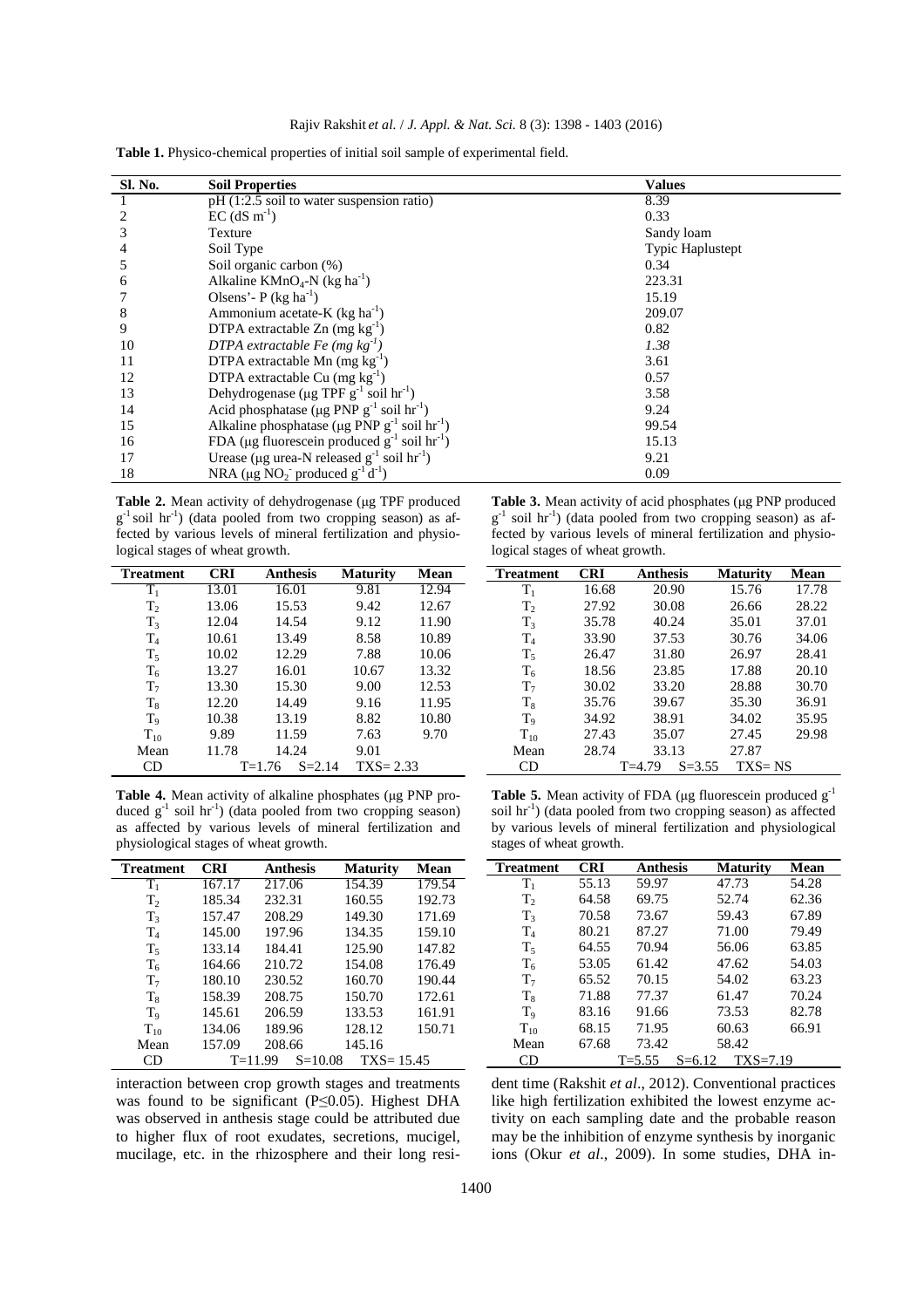**Table 1.** Physico-chemical properties of initial soil sample of experimental field.

| Sl. No. | Soil Properties | Values |
|---|---|---|
| 1 | pH (1:2.5 soil to water suspension ratio) | 8.39 |
| 2 | EC (dS $m^{-1}$) | 0.33 |
| 3 | Texture | Sandy loam |
| 4 | Soil Type | Typic Haplustept |
| 5 | Soil organic carbon (%) | 0.34 |
| 6 | Alkaline $KMnO_4$-N (kg $ha^{-1}$) | 223.31 |
| 7 | Olsens'- P (kg $ha^{-1}$) | 15.19 |
| 8 | Ammonium acetate-K (kg $ha^{-1}$) | 209.07 |
| 9 | DTPA extractable Zn (mg $kg^{-1}$) | 0.82 |
| 10 | *DTPA extractable Fe (mg $kg^{-1}$)* | *1.38* |
| 11 | DTPA extractable Mn (mg $kg^{-1}$) | 3.61 |
| 12 | DTPA extractable Cu (mg $kg^{-1}$) | 0.57 |
| 13 | Dehydrogenase (μg TPF $g^{-1}$ soil $hr^{-1}$) | 3.58 |
| 14 | Acid phosphatase (μg PNP $g^{-1}$ soil $hr^{-1}$) | 9.24 |
| 15 | Alkaline phosphatase (μg PNP $g^{-1}$ soil $hr^{-1}$) | 99.54 |
| 16 | FDA (μg fluorescein produced $g^{-1}$ soil $hr^{-1}$) | 15.13 |
| 17 | Urease (μg urea-N released $g^{-1}$ soil $hr^{-1}$) | 9.21 |
| 18 | NRA (μg $NO_2^-$ produced $g^{-1} d^{-1}$) | 0.09 |

**Table 2.** Mean activity of dehydrogenase (μg TPF produced $g^{-1}$ soil $hr^{-1}$) (data pooled from two cropping season) as affected by various levels of mineral fertilization and physiological stages of wheat growth.

| Treatment | CRI | Anthesis | Maturity | Mean |
|---|---|---|---|---|
| $T_1$ | 13.01 | 16.01 | 9.81 | 12.94 |
| $T_2$ | 13.06 | 15.53 | 9.42 | 12.67 |
| $T_3$ | 12.04 | 14.54 | 9.12 | 11.90 |
| $T_4$ | 10.61 | 13.49 | 8.58 | 10.89 |
| $T_5$ | 10.02 | 12.29 | 7.88 | 10.06 |
| $T_6$ | 13.27 | 16.01 | 10.67 | 13.32 |
| $T_7$ | 13.30 | 15.30 | 9.00 | 12.53 |
| $T_8$ | 12.20 | 14.49 | 9.16 | 11.95 |
| $T_9$ | 10.38 | 13.19 | 8.82 | 10.80 |
| $T_{10}$ | 9.89 | 11.59 | 7.63 | 9.70 |
| Mean | 11.78 | 14.24 | 9.01 | |
| CD | T=1.76 | S=2.14 | TXS= 2.33 | |

**Table 3.** Mean activity of acid phosphates (μg PNP produced $g^{-1}$ soil $hr^{-1}$) (data pooled from two cropping season) as affected by various levels of mineral fertilization and physiological stages of wheat growth.

| Treatment | CRI | Anthesis | Maturity | Mean |
|---|---|---|---|---|
| $T_1$ | 16.68 | 20.90 | 15.76 | 17.78 |
| $T_2$ | 27.92 | 30.08 | 26.66 | 28.22 |
| $T_3$ | 35.78 | 40.24 | 35.01 | 37.01 |
| $T_4$ | 33.90 | 37.53 | 30.76 | 34.06 |
| $T_5$ | 26.47 | 31.80 | 26.97 | 28.41 |
| $T_6$ | 18.56 | 23.85 | 17.88 | 20.10 |
| $T_7$ | 30.02 | 33.20 | 28.88 | 30.70 |
| $T_8$ | 35.76 | 39.67 | 35.30 | 36.91 |
| $T_9$ | 34.92 | 38.91 | 34.02 | 35.95 |
| $T_{10}$ | 27.43 | 35.07 | 27.45 | 29.98 |
| Mean | 28.74 | 33.13 | 27.87 | |
| CD | T=4.79 | S=3.55 | TXS= NS | |

**Table 4.** Mean activity of alkaline phosphates (μg PNP produced $g^{-1}$ soil $hr^{-1}$) (data pooled from two cropping season) as affected by various levels of mineral fertilization and physiological stages of wheat growth.

| Treatment | CRI | Anthesis | Maturity | Mean |
|---|---|---|---|---|
| $T_1$ | 167.17 | 217.06 | 154.39 | 179.54 |
| $T_2$ | 185.34 | 232.31 | 160.55 | 192.73 |
| $T_3$ | 157.47 | 208.29 | 149.30 | 171.69 |
| $T_4$ | 145.00 | 197.96 | 134.35 | 159.10 |
| $T_5$ | 133.14 | 184.41 | 125.90 | 147.82 |
| $T_6$ | 164.66 | 210.72 | 154.08 | 176.49 |
| $T_7$ | 180.10 | 230.52 | 160.70 | 190.44 |
| $T_8$ | 158.39 | 208.75 | 150.70 | 172.61 |
| $T_9$ | 145.61 | 206.59 | 133.53 | 161.91 |
| $T_{10}$ | 134.06 | 189.96 | 128.12 | 150.71 |
| Mean | 157.09 | 208.66 | 145.16 | |
| CD | T=11.99 | S=10.08 | TXS= 15.45 | |

**Table 5.** Mean activity of FDA (μg fluorescein produced $g^{-1}$ soil $hr^{-1}$) (data pooled from two cropping season) as affected by various levels of mineral fertilization and physiological stages of wheat growth.

| Treatment | CRI | Anthesis | Maturity | Mean |
|---|---|---|---|---|
| $T_1$ | 55.13 | 59.97 | 47.73 | 54.28 |
| $T_2$ | 64.58 | 69.75 | 52.74 | 62.36 |
| $T_3$ | 70.58 | 73.67 | 59.43 | 67.89 |
| $T_4$ | 80.21 | 87.27 | 71.00 | 79.49 |
| $T_5$ | 64.55 | 70.94 | 56.06 | 63.85 |
| $T_6$ | 53.05 | 61.42 | 47.62 | 54.03 |
| $T_7$ | 65.52 | 70.15 | 54.02 | 63.23 |
| $T_8$ | 71.88 | 77.37 | 61.47 | 70.24 |
| $T_9$ | 83.16 | 91.66 | 73.53 | 82.78 |
| $T_{10}$ | 68.15 | 71.95 | 60.63 | 66.91 |
| Mean | 67.68 | 73.42 | 58.42 | |
| CD | T=5.55 | S=6.12 | TXS=7.19 | |

interaction between crop growth stages and treatments was found to be significant ($P \leq 0.05$). Highest DHA was observed in anthesis stage could be attributed due to higher flux of root exudates, secretions, mucigel, mucilage, etc. in the rhizosphere and their long resident time (Rakshit *et al*., 2012). Conventional practices like high fertilization exhibited the lowest enzyme activity on each sampling date and the probable reason may be the inhibition of enzyme synthesis by inorganic ions (Okur *et al*., 2009). In some studies, DHA in-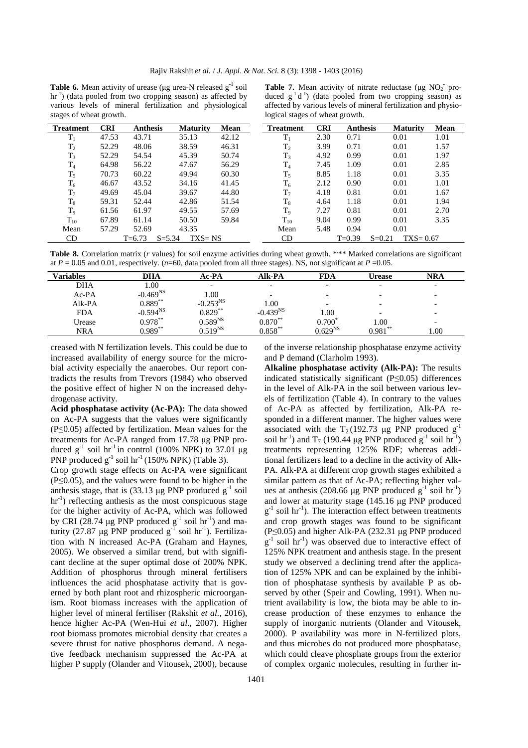**Table 6.** Mean activity of urease (μg urea-N released $g^{-1}$ soil $hr^{-1}$) (data pooled from two cropping season) as affected by various levels of mineral fertilization and physiological stages of wheat growth.

| Treatment | CRI | Anthesis | Maturity | Mean |
|---|---|---|---|---|
| $T_1$ | 47.53 | 43.71 | 35.13 | 42.12 |
| $T_2$ | 52.29 | 48.06 | 38.59 | 46.31 |
| $T_3$ | 52.29 | 54.54 | 45.39 | 50.74 |
| $T_4$ | 64.98 | 56.22 | 47.67 | 56.29 |
| $T_5$ | 70.73 | 60.22 | 49.94 | 60.30 |
| $T_6$ | 46.67 | 43.52 | 34.16 | 41.45 |
| $T_7$ | 49.69 | 45.04 | 39.67 | 44.80 |
| $T_8$ | 59.31 | 52.44 | 42.86 | 51.54 |
| $T_9$ | 61.56 | 61.97 | 49.55 | 57.69 |
| $T_{10}$ | 67.89 | 61.14 | 50.50 | 59.84 |
| Mean | 57.29 | 52.69 | 43.35 | |
| CD | T=6.73 | S=5.34 | TXS= NS | |

**Table 7.** Mean activity of nitrate reductase (μg $NO_2^-$ produced $g^{-1}$ $d^{-1}$) (data pooled from two cropping season) as affected by various levels of mineral fertilization and physiological stages of wheat growth.

| Treatment | CRI | Anthesis | Maturity | Mean |
|---|---|---|---|---|
| $T_1$ | 2.30 | 0.71 | 0.01 | 1.01 |
| $T_2$ | 3.99 | 0.71 | 0.01 | 1.57 |
| $T_3$ | 4.92 | 0.99 | 0.01 | 1.97 |
| $T_4$ | 7.45 | 1.09 | 0.01 | 2.85 |
| $T_5$ | 8.85 | 1.18 | 0.01 | 3.35 |
| $T_6$ | 2.12 | 0.90 | 0.01 | 1.01 |
| $T_7$ | 4.18 | 0.81 | 0.01 | 1.67 |
| $T_8$ | 4.64 | 1.18 | 0.01 | 1.94 |
| $T_9$ | 7.27 | 0.81 | 0.01 | 2.70 |
| $T_{10}$ | 9.04 | 0.99 | 0.01 | 3.35 |
| Mean | 5.48 | 0.94 | 0.01 | |
| CD | T=0.39 | S=0.21 | TXS= 0.67 | |

**Table 8.** Correlation matrix (*r* values) for soil enzyme activities during wheat growth. *,** Marked correlations are significant at $P = 0.05$ and 0.01, respectively. ($n$=60, data pooled from all three stages). NS, not significant at $P$ =0.05.

| Variables | DHA | Ac-PA | Alk-PA | FDA | Urease | NRA |
|---|---|---|---|---|---|---|
| DHA | 1.00 | - | - | - | - | - |
| Ac-PA | $-0.469^{NS}$ | 1.00 | - | - | - | - |
| Alk-PA | $0.889^{**}$ | $-0.253^{NS}$ | 1.00 | - | - | - |
| FDA | $-0.594^{NS}$ | $0.829^{**}$ | $-0.439^{NS}$ | 1.00 | - | - |
| Urease | $0.978^{**}$ | $0.589^{NS}$ | $0.870^{**}$ | $0.700^{*}$ | 1.00 | - |
| NRA | $0.989^{**}$ | $0.519^{NS}$ | $0.858^{**}$ | $0.629^{NS}$ | $0.981^{**}$ | 1.00 |

creased with N fertilization levels. This could be due to increased availability of energy source for the microbial activity especially the anaerobes. Our report contradicts the results from Trevors (1984) who observed the positive effect of higher N on the increased dehydrogenase activity.

**Acid phosphatase activity (Ac-PA):** The data showed on Ac-PA suggests that the values were significantly (P≤0.05) affected by fertilization. Mean values for the treatments for Ac-PA ranged from 17.78 μg PNP produced $g^{-1}$ soil $hr^{-1}$ in control (100% NPK) to 37.01 μg PNP produced $g^{-1}$ soil $hr^{-1}$ (150% NPK) (Table 3).

Crop growth stage effects on Ac-PA were significant (P≤0.05), and the values were found to be higher in the anthesis stage, that is (33.13 μg PNP produced $g^{-1}$ soil $hr^{-1}$) reflecting anthesis as the most conspicuous stage for the higher activity of Ac-PA, which was followed by CRI (28.74 μg PNP produced $g^{-1}$ soil $hr^{-1}$) and maturity (27.87 μg PNP produced $g^{-1}$ soil $hr^{-1}$). Fertilization with N increased Ac-PA (Graham and Haynes, 2005). We observed a similar trend, but with significant decline at the super optimal dose of 200% NPK. Addition of phosphorus through mineral fertilisers influences the acid phosphatase activity that is governed by both plant root and rhizospheric microorganism. Root biomass increases with the application of higher level of mineral fertiliser (Rakshit *et al.,* 2016), hence higher Ac-PA (Wen-Hui *et al*., 2007). Higher root biomass promotes microbial density that creates a severe thrust for native phosphorus demand. A negative feedback mechanism suppressed the Ac-PA at higher P supply (Olander and Vitousek, 2000), because of the inverse relationship phosphatase enzyme activity and P demand (Clarholm 1993).

**Alkaline phosphatase activity (Alk-PA):** The results indicated statistically significant (P≤0.05) differences in the level of Alk-PA in the soil between various levels of fertilization (Table 4). In contrary to the values of Ac-PA as affected by fertilization, Alk-PA responded in a different manner. The higher values were associated with the $T_2$ (192.73 μg PNP produced $g^{-1}$ soil $hr^{-1}$) and $T_7$ (190.44 μg PNP produced $g^{-1}$ soil $hr^{-1}$) treatments representing 125% RDF; whereas additional fertilizers lead to a decline in the activity of Alk-PA. Alk-PA at different crop growth stages exhibited a similar pattern as that of Ac-PA; reflecting higher values at anthesis (208.66 μg PNP produced $g^{-1}$ soil $hr^{-1}$) and lower at maturity stage (145.16 μg PNP produced $g^{-1}$ soil $hr^{-1}$). The interaction effect between treatments and crop growth stages was found to be significant (P≤0.05) and higher Alk-PA (232.31 μg PNP produced $g^{-1}$ soil $hr^{-1}$) was observed due to interactive effect of 125% NPK treatment and anthesis stage. In the present study we observed a declining trend after the application of 125% NPK and can be explained by the inhibition of phosphatase synthesis by available P as observed by other (Speir and Cowling, 1991). When nutrient availability is low, the biota may be able to increase production of these enzymes to enhance the supply of inorganic nutrients (Olander and Vitousek, 2000). P availability was more in N-fertilized plots, and thus microbes do not produced more phosphatase, which could cleave phosphate groups from the exterior of complex organic molecules, resulting in further in-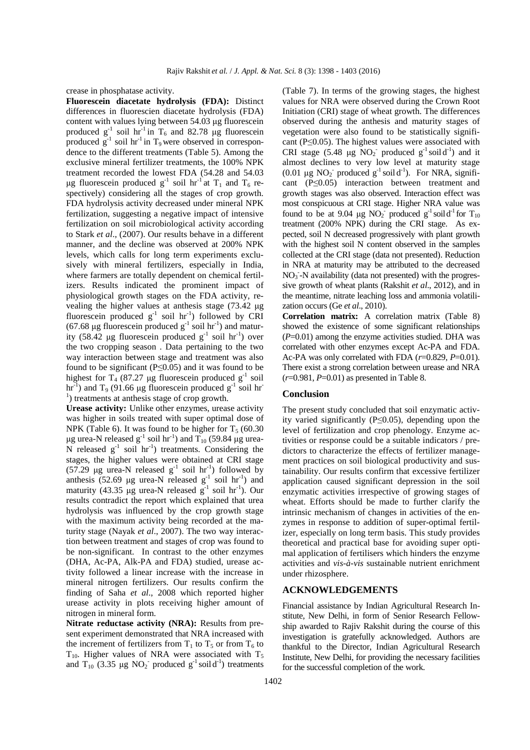crease in phosphatase activity.

**Fluorescein diacetate hydrolysis (FDA):** Distinct differences in fluorescien diacetate hydrolysis (FDA) content with values lying between 54.03 μg fluorescein produced $g^{-1}$ soil $hr^{-1}$ in $T_6$ and 82.78 μg fluorescein produced $g^{-1}$ soil $hr^{-1}$ in $T_9$ were observed in correspondence to the different treatments (Table 5). Among the exclusive mineral fertilizer treatments, the 100% NPK treatment recorded the lowest FDA (54.28 and 54.03 μg fluorescein produced $g^{-1}$ soil $hr^{-1}$ at $T_1$ and $T_6$ respectively) considering all the stages of crop growth. FDA hydrolysis activity decreased under mineral NPK fertilization, suggesting a negative impact of intensive fertilization on soil microbiological activity according to Stark *et al*., (2007). Our results behave in a different manner, and the decline was observed at 200% NPK levels, which calls for long term experiments exclusively with mineral fertilizers, especially in India, where farmers are totally dependent on chemical fertilizers. Results indicated the prominent impact of physiological growth stages on the FDA activity, revealing the higher values at anthesis stage (73.42 μg fluorescein produced $g^{-1}$ soil $hr^{-1}$) followed by CRI (67.68 μg fluorescein produced $g^{-1}$ soil $hr^{-1}$) and maturity (58.42 μg fluorescein produced $g^{-1}$ soil $hr^{-1}$) over the two cropping season . Data pertaining to the two way interaction between stage and treatment was also found to be significant ($P \leq 0.05$) and it was found to be highest for $T_4$ (87.27 μg fluorescein produced $g^{-1}$ soil $hr^{-1}$) and $T_9$ (91.66 μg fluorescein produced $g^{-1}$ soil $hr^{-1}$) treatments at anthesis stage of crop growth.

**Urease activity:** Unlike other enzymes, urease activity was higher in soils treated with super optimal dose of NPK (Table 6). It was found to be higher for $T_5$ (60.30 μg urea-N released $g^{-1}$ soil $hr^{-1}$) and $T_{10}$ (59.84 μg urea-N released $g^{-1}$ soil $hr^{-1}$) treatments. Considering the stages, the higher values were obtained at CRI stage (57.29 μg urea-N released $g^{-1}$ soil $hr^{-1}$) followed by anthesis (52.69 μg urea-N released $g^{-1}$ soil $hr^{-1}$) and maturity (43.35 μg urea-N released $g^{-1}$ soil $hr^{-1}$). Our results contradict the report which explained that urea hydrolysis was influenced by the crop growth stage with the maximum activity being recorded at the maturity stage (Nayak *et al*., 2007). The two way interaction between treatment and stages of crop was found to be non-significant. In contrast to the other enzymes (DHA, Ac-PA, Alk-PA and FDA) studied, urease activity followed a linear increase with the increase in mineral nitrogen fertilizers. Our results confirm the finding of Saha *et al*., 2008 which reported higher urease activity in plots receiving higher amount of nitrogen in mineral form.

**Nitrate reductase activity (NRA):** Results from present experiment demonstrated that NRA increased with the increment of fertilizers from $T_1$ to $T_5$ or from $T_6$ to $T_{10}$. Higher values of NRA were associated with $T_5$ and $T_{10}$ (3.35 μg $NO_2^-$ produced $g^{-1}$ soil $d^{-1}$) treatments (Table 7). In terms of the growing stages, the highest values for NRA were observed during the Crown Root Initiation (CRI) stage of wheat growth. The differences observed during the anthesis and maturity stages of vegetation were also found to be statistically significant ($P \leq 0.05$). The highest values were associated with CRI stage (5.48 μg $NO_2^-$ produced $g^{-1}$ soil $d^{-1}$) and it almost declines to very low level at maturity stage (0.01 μg $NO_2^-$ produced $g^{-1}$ soil $d^{-1}$). For NRA, significant ($P \leq 0.05$) interaction between treatment and growth stages was also observed. Interaction effect was most conspicuous at CRI stage. Higher NRA value was found to be at 9.04 μg $NO_2^-$ produced $g^{-1}$ soil $d^{-1}$ for $T_{10}$ treatment (200% NPK) during the CRI stage. As expected, soil N decreased progressively with plant growth with the highest soil N content observed in the samples collected at the CRI stage (data not presented). Reduction in NRA at maturity may be attributed to the decreased $NO_3^-$-N availability (data not presented) with the progressive growth of wheat plants (Rakshit *et al*., 2012), and in the meantime, nitrate leaching loss and ammonia volatilization occurs (Ge *et al*., 2010).

**Correlation matrix:** A correlation matrix (Table 8) showed the existence of some significant relationships ($P$=0.01) among the enzyme activities studied. DHA was correlated with other enzymes except Ac-PA and FDA. Ac-PA was only correlated with FDA ($r$=0.829, $P$=0.01). There exist a strong correlation between urease and NRA ($r$=0.981, $P$=0.01) as presented in Table 8.

## Conclusion

The present study concluded that soil enzymatic activity varied significantly ($P \leq 0.05$), depending upon the level of fertilization and crop phenology. Enzyme activities or response could be a suitable indicators / predictors to characterize the effects of fertilizer management practices on soil biological productivity and sustainability. Our results confirm that excessive fertilizer application caused significant depression in the soil enzymatic activities irrespective of growing stages of wheat. Efforts should be made to further clarify the intrinsic mechanism of changes in activities of the enzymes in response to addition of super-optimal fertilizer, especially on long term basis. This study provides theoretical and practical base for avoiding super optimal application of fertilisers which hinders the enzyme activities and *vis-à-vis* sustainable nutrient enrichment under rhizosphere.

## ACKNOWLEDGEMENTS

Financial assistance by Indian Agricultural Research Institute, New Delhi, in form of Senior Research Fellowship awarded to Rajiv Rakshit during the course of this investigation is gratefully acknowledged. Authors are thankful to the Director, Indian Agricultural Research Institute, New Delhi, for providing the necessary facilities for the successful completion of the work.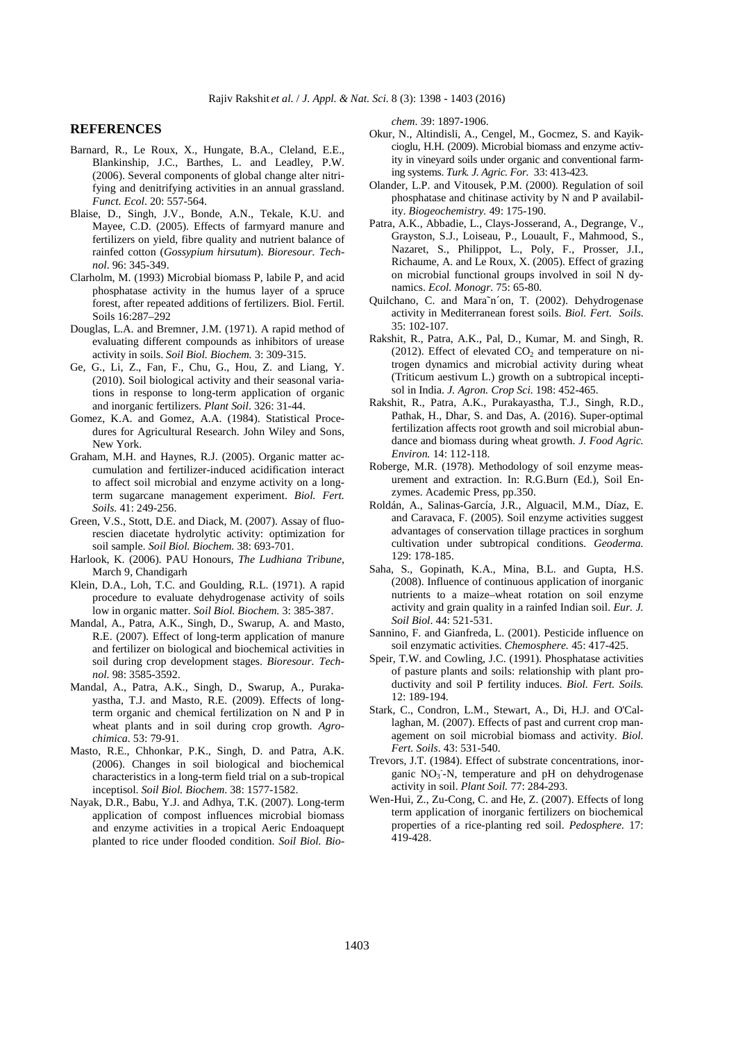## REFERENCES

Barnard, R., Le Roux, X., Hungate, B.A., Cleland, E.E., Blankinship, J.C., Barthes, L. and Leadley, P.W. (2006). Several components of global change alter nitrifying and denitrifying activities in an annual grassland. *Funct. Ecol*. 20: 557-564.

Blaise, D., Singh, J.V., Bonde, A.N., Tekale, K.U. and Mayee, C.D. (2005). Effects of farmyard manure and fertilizers on yield, fibre quality and nutrient balance of rainfed cotton (*Gossypium hirsutum*). *Bioresour. Technol*. 96: 345-349.

Clarholm, M. (1993) Microbial biomass P, labile P, and acid phosphatase activity in the humus layer of a spruce forest, after repeated additions of fertilizers. Biol. Fertil. Soils 16:287–292

Douglas, L.A. and Bremner, J.M. (1971). A rapid method of evaluating different compounds as inhibitors of urease activity in soils. *Soil Biol. Biochem.* 3: 309-315.

Ge, G., Li, Z., Fan, F., Chu, G., Hou, Z. and Liang, Y. (2010). Soil biological activity and their seasonal variations in response to long-term application of organic and inorganic fertilizers. *Plant Soil*. 326: 31-44.

Gomez, K.A. and Gomez, A.A. (1984). Statistical Procedures for Agricultural Research. John Wiley and Sons, New York.

Graham, M.H. and Haynes, R.J. (2005). Organic matter accumulation and fertilizer-induced acidification interact to affect soil microbial and enzyme activity on a long-term sugarcane management experiment. *Biol. Fert. Soils.* 41: 249-256.

Green, V.S., Stott, D.E. and Diack, M. (2007). Assay of fluorescien diacetate hydrolytic activity: optimization for soil sample. *Soil Biol. Biochem.* 38: 693-701.

Harlook, K. (2006). PAU Honours, *The Ludhiana Tribune*, March 9, Chandigarh

Klein, D.A., Loh, T.C. and Goulding, R.L. (1971). A rapid procedure to evaluate dehydrogenase activity of soils low in organic matter. *Soil Biol. Biochem.* 3: 385-387.

Mandal, A., Patra, A.K., Singh, D., Swarup, A. and Masto, R.E. (2007). Effect of long-term application of manure and fertilizer on biological and biochemical activities in soil during crop development stages. *Bioresour. Technol.* 98: 3585-3592.

Mandal, A., Patra, A.K., Singh, D., Swarup, A., Purakayastha, T.J. and Masto, R.E. (2009). Effects of long-term organic and chemical fertilization on N and P in wheat plants and in soil during crop growth. *Agrochimica*. 53: 79-91.

Masto, R.E., Chhonkar, P.K., Singh, D. and Patra, A.K. (2006). Changes in soil biological and biochemical characteristics in a long-term field trial on a sub-tropical inceptisol. *Soil Biol. Biochem*. 38: 1577-1582.

Nayak, D.R., Babu, Y.J. and Adhya, T.K. (2007). Long-term application of compost influences microbial biomass and enzyme activities in a tropical Aeric Endoaquept planted to rice under flooded condition. *Soil Biol. Biochem*. 39: 1897-1906.

Okur, N., Altindisli, A., Cengel, M., Gocmez, S. and Kayikcioglu, H.H. (2009). Microbial biomass and enzyme activity in vineyard soils under organic and conventional farming systems. *Turk. J. Agric. For.* 33: 413-423.

Olander, L.P. and Vitousek, P.M. (2000). Regulation of soil phosphatase and chitinase activity by N and P availability. *Biogeochemistry.* 49: 175-190.

Patra, A.K., Abbadie, L., Clays-Josserand, A., Degrange, V., Grayston, S.J., Loiseau, P., Louault, F., Mahmood, S., Nazaret, S., Philippot, L., Poly, F., Prosser, J.I., Richaume, A. and Le Roux, X. (2005). Effect of grazing on microbial functional groups involved in soil N dynamics. *Ecol. Monogr*. 75: 65-80.

Quilchano, C. and Mara˜n´on, T. (2002). Dehydrogenase activity in Mediterranean forest soils. *Biol. Fert. Soils*. 35: 102-107.

Rakshit, R., Patra, A.K., Pal, D., Kumar, M. and Singh, R. (2012). Effect of elevated $CO_2$ and temperature on nitrogen dynamics and microbial activity during wheat (Triticum aestivum L.) growth on a subtropical inceptisol in India. *J. Agron. Crop Sci.* 198: 452-465.

Rakshit, R., Patra, A.K., Purakayastha, T.J., Singh, R.D., Pathak, H., Dhar, S. and Das, A. (2016). Super-optimal fertilization affects root growth and soil microbial abundance and biomass during wheat growth. *J. Food Agric. Environ.* 14: 112-118.

Roberge, M.R. (1978). Methodology of soil enzyme measurement and extraction. In: R.G.Burn (Ed.), Soil Enzymes. Academic Press, pp.350.

Roldán, A., Salinas-García, J.R., Alguacil, M.M., Díaz, E. and Caravaca, F. (2005). Soil enzyme activities suggest advantages of conservation tillage practices in sorghum cultivation under subtropical conditions. *Geoderma.* 129: 178-185.

Saha, S., Gopinath, K.A., Mina, B.L. and Gupta, H.S. (2008). Influence of continuous application of inorganic nutrients to a maize–wheat rotation on soil enzyme activity and grain quality in a rainfed Indian soil. *Eur. J. Soil Biol*. 44: 521-531.

Sannino, F. and Gianfreda, L. (2001). Pesticide influence on soil enzymatic activities. *Chemosphere.* 45: 417-425.

Speir, T.W. and Cowling, J.C. (1991). Phosphatase activities of pasture plants and soils: relationship with plant productivity and soil P fertility induces. *Biol. Fert. Soils.* 12: 189-194.

Stark, C., Condron, L.M., Stewart, A., Di, H.J. and O'Callaghan, M. (2007). Effects of past and current crop management on soil microbial biomass and activity. *Biol. Fert. Soils*. 43: 531-540.

Trevors, J.T. (1984). Effect of substrate concentrations, inorganic $NO_3^-$-N, temperature and pH on dehydrogenase activity in soil. *Plant Soil.* 77: 284-293.

Wen-Hui, Z., Zu-Cong, C. and He, Z. (2007). Effects of long term application of inorganic fertilizers on biochemical properties of a rice-planting red soil. *Pedosphere*. 17: 419-428.